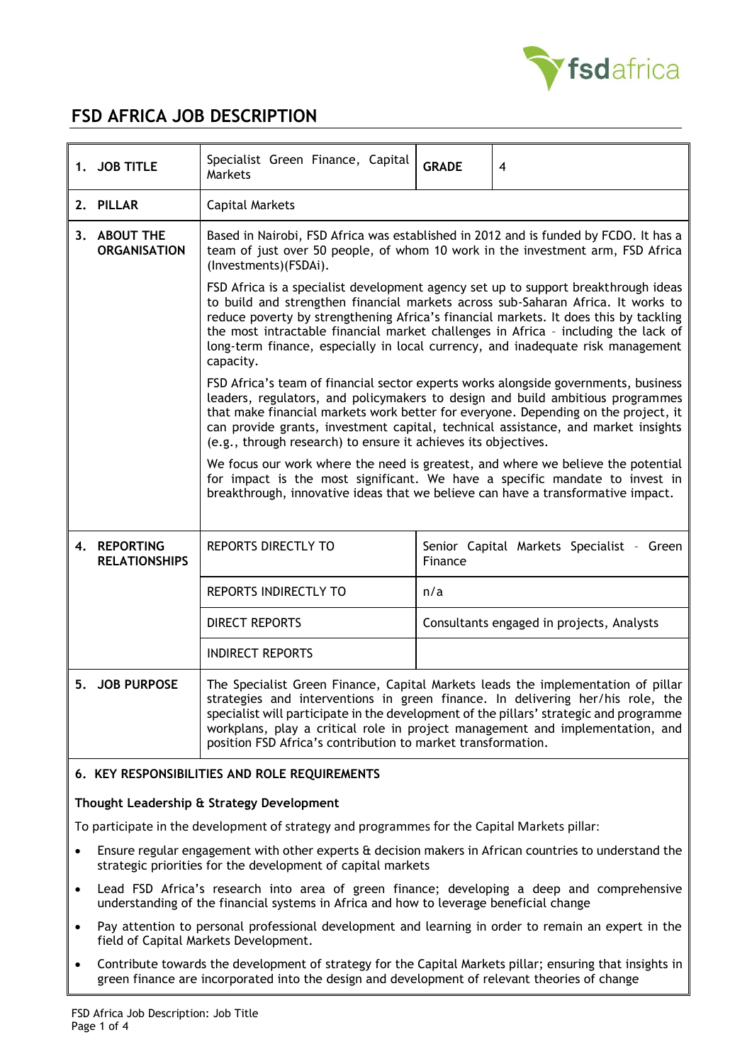# FSD AFRICA JOB DESCRIPTION

| | | | |
|---|---|---|---|
| **1. JOB TITLE** | Specialist Green Finance, Capital Markets | **GRADE** | 4 |
| **2. PILLAR** | Capital Markets | | |
| **3. ABOUT THE ORGANISATION** | Based in Nairobi, FSD Africa was established in 2012 and is funded by FCDO. It has a team of just over 50 people, of whom 10 work in the investment arm, FSD Africa (Investments)(FSDAi).<br><br>FSD Africa is a specialist development agency set up to support breakthrough ideas to build and strengthen financial markets across sub-Saharan Africa. It works to reduce poverty by strengthening Africa's financial markets. It does this by tackling the most intractable financial market challenges in Africa – including the lack of long-term finance, especially in local currency, and inadequate risk management capacity.<br><br>FSD Africa's team of financial sector experts works alongside governments, business leaders, regulators, and policymakers to design and build ambitious programmes that make financial markets work better for everyone. Depending on the project, it can provide grants, investment capital, technical assistance, and market insights (e.g., through research) to ensure it achieves its objectives.<br><br>We focus our work where the need is greatest, and where we believe the potential for impact is the most significant. We have a specific mandate to invest in breakthrough, innovative ideas that we believe can have a transformative impact. | | |
| **4. REPORTING RELATIONSHIPS** | REPORTS DIRECTLY TO | Senior Capital Markets Specialist – Green Finance | |
| | REPORTS INDIRECTLY TO | n/a | |
| | DIRECT REPORTS | Consultants engaged in projects, Analysts | |
| | INDIRECT REPORTS | | |
| **5. JOB PURPOSE** | The Specialist Green Finance, Capital Markets leads the implementation of pillar strategies and interventions in green finance. In delivering her/his role, the specialist will participate in the development of the pillars' strategic and programme workplans, play a critical role in project management and implementation, and position FSD Africa's contribution to market transformation. | | |

## 6. KEY RESPONSIBILITIES AND ROLE REQUIREMENTS

**Thought Leadership & Strategy Development**

To participate in the development of strategy and programmes for the Capital Markets pillar:

- Ensure regular engagement with other experts & decision makers in African countries to understand the strategic priorities for the development of capital markets
- Lead FSD Africa's research into area of green finance; developing a deep and comprehensive understanding of the financial systems in Africa and how to leverage beneficial change
- Pay attention to personal professional development and learning in order to remain an expert in the field of Capital Markets Development.
- Contribute towards the development of strategy for the Capital Markets pillar; ensuring that insights in green finance are incorporated into the design and development of relevant theories of change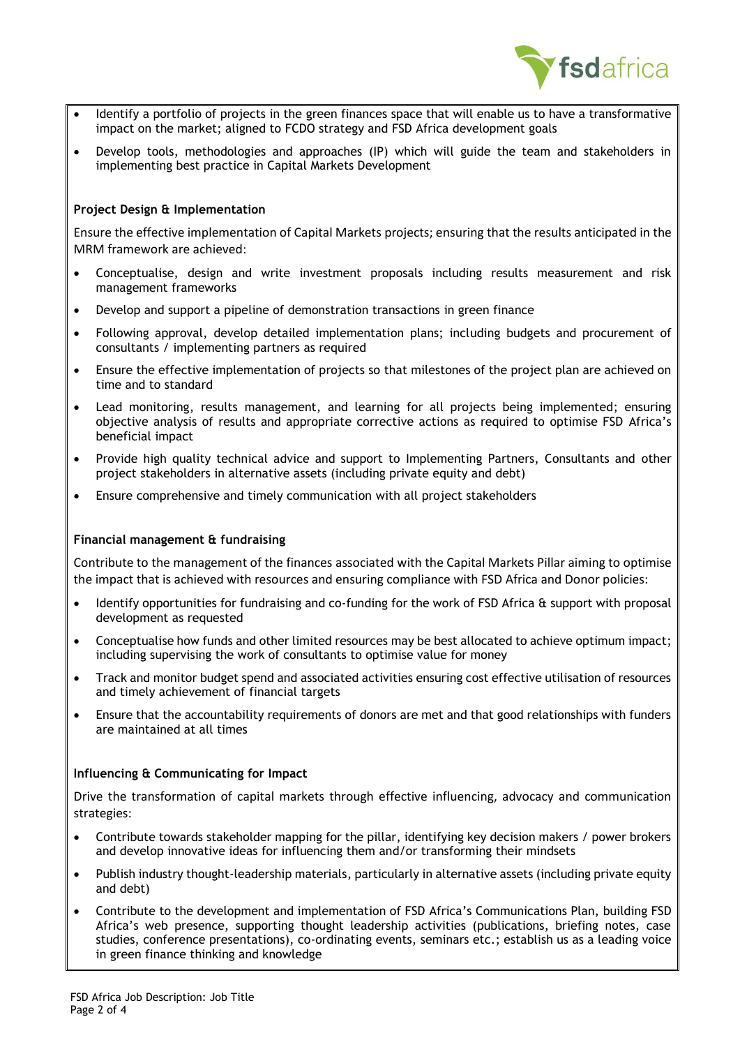- Identify a portfolio of projects in the green finances space that will enable us to have a transformative impact on the market; aligned to FCDO strategy and FSD Africa development goals
- Develop tools, methodologies and approaches (IP) which will guide the team and stakeholders in implementing best practice in Capital Markets Development

**Project Design & Implementation**

Ensure the effective implementation of Capital Markets projects; ensuring that the results anticipated in the MRM framework are achieved:

- Conceptualise, design and write investment proposals including results measurement and risk management frameworks
- Develop and support a pipeline of demonstration transactions in green finance
- Following approval, develop detailed implementation plans; including budgets and procurement of consultants / implementing partners as required
- Ensure the effective implementation of projects so that milestones of the project plan are achieved on time and to standard
- Lead monitoring, results management, and learning for all projects being implemented; ensuring objective analysis of results and appropriate corrective actions as required to optimise FSD Africa's beneficial impact
- Provide high quality technical advice and support to Implementing Partners, Consultants and other project stakeholders in alternative assets (including private equity and debt)
- Ensure comprehensive and timely communication with all project stakeholders

**Financial management & fundraising**

Contribute to the management of the finances associated with the Capital Markets Pillar aiming to optimise the impact that is achieved with resources and ensuring compliance with FSD Africa and Donor policies:

- Identify opportunities for fundraising and co-funding for the work of FSD Africa & support with proposal development as requested
- Conceptualise how funds and other limited resources may be best allocated to achieve optimum impact; including supervising the work of consultants to optimise value for money
- Track and monitor budget spend and associated activities ensuring cost effective utilisation of resources and timely achievement of financial targets
- Ensure that the accountability requirements of donors are met and that good relationships with funders are maintained at all times

**Influencing & Communicating for Impact**

Drive the transformation of capital markets through effective influencing, advocacy and communication strategies:

- Contribute towards stakeholder mapping for the pillar, identifying key decision makers / power brokers and develop innovative ideas for influencing them and/or transforming their mindsets
- Publish industry thought-leadership materials, particularly in alternative assets (including private equity and debt)
- Contribute to the development and implementation of FSD Africa's Communications Plan, building FSD Africa's web presence, supporting thought leadership activities (publications, briefing notes, case studies, conference presentations), co-ordinating events, seminars etc.; establish us as a leading voice in green finance thinking and knowledge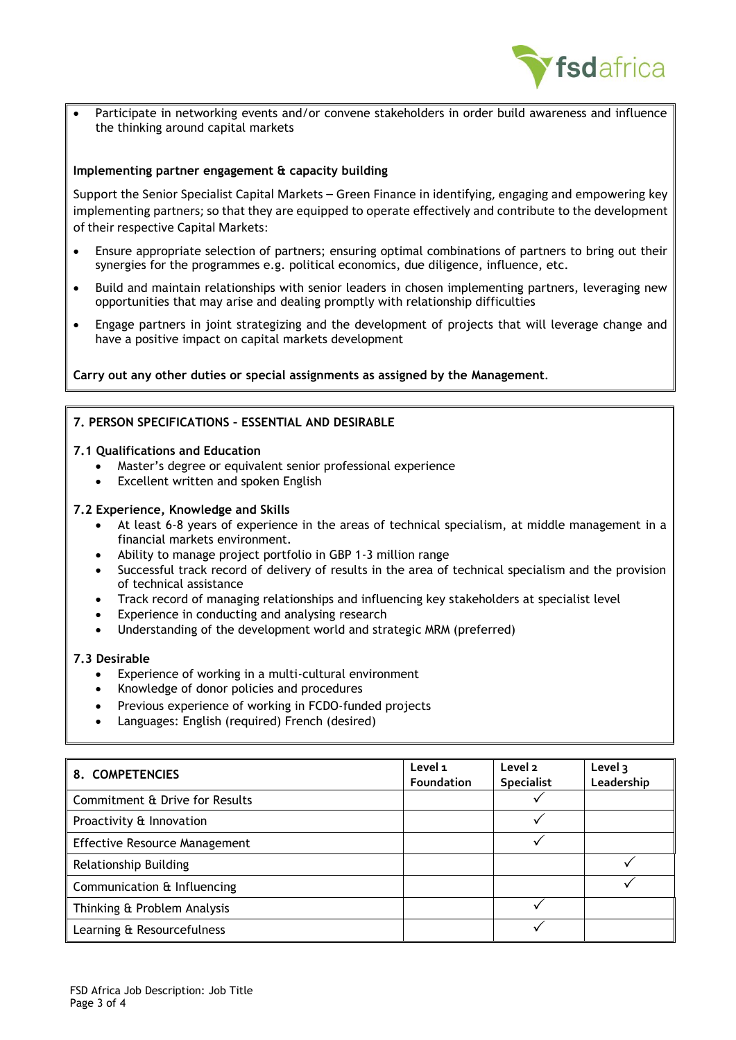- Participate in networking events and/or convene stakeholders in order build awareness and influence the thinking around capital markets

**Implementing partner engagement & capacity building**

Support the Senior Specialist Capital Markets – Green Finance in identifying, engaging and empowering key implementing partners; so that they are equipped to operate effectively and contribute to the development of their respective Capital Markets:

- Ensure appropriate selection of partners; ensuring optimal combinations of partners to bring out their synergies for the programmes e.g. political economics, due diligence, influence, etc.
- Build and maintain relationships with senior leaders in chosen implementing partners, leveraging new opportunities that may arise and dealing promptly with relationship difficulties
- Engage partners in joint strategizing and the development of projects that will leverage change and have a positive impact on capital markets development

**Carry out any other duties or special assignments as assigned by the Management.**

## 7. PERSON SPECIFICATIONS – ESSENTIAL AND DESIRABLE

### 7.1 Qualifications and Education

- Master's degree or equivalent senior professional experience
- Excellent written and spoken English

### 7.2 Experience, Knowledge and Skills

- At least 6-8 years of experience in the areas of technical specialism, at middle management in a financial markets environment.
- Ability to manage project portfolio in GBP 1-3 million range
- Successful track record of delivery of results in the area of technical specialism and the provision of technical assistance
- Track record of managing relationships and influencing key stakeholders at specialist level
- Experience in conducting and analysing research
- Understanding of the development world and strategic MRM (preferred)

### 7.3 Desirable

- Experience of working in a multi-cultural environment
- Knowledge of donor policies and procedures
- Previous experience of working in FCDO-funded projects
- Languages: English (required) French (desired)

| 8. COMPETENCIES | Level 1 Foundation | Level 2 Specialist | Level 3 Leadership |
|---|---|---|---|
| Commitment & Drive for Results | | ✓ | |
| Proactivity & Innovation | | ✓ | |
| Effective Resource Management | | ✓ | |
| Relationship Building | | | ✓ |
| Communication & Influencing | | | ✓ |
| Thinking & Problem Analysis | | ✓ | |
| Learning & Resourcefulness | | ✓ | |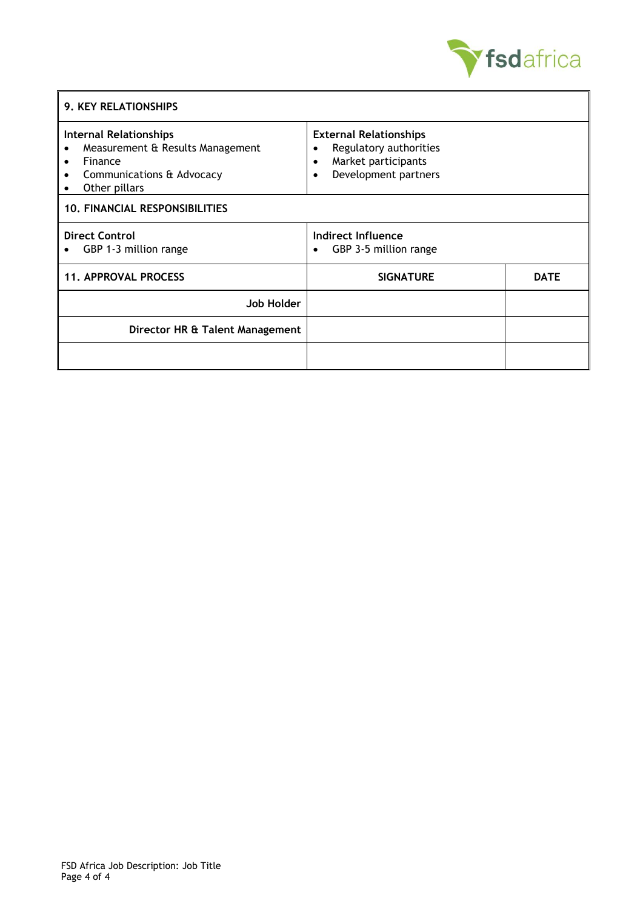| 9. KEY RELATIONSHIPS | | |
|---|---|---|
| **Internal Relationships**<br>• Measurement & Results Management<br>• Finance<br>• Communications & Advocacy<br>• Other pillars | **External Relationships**<br>• Regulatory authorities<br>• Market participants<br>• Development partners | |

| 10. FINANCIAL RESPONSIBILITIES | |
|---|---|
| **Direct Control**<br>• GBP 1-3 million range | **Indirect Influence**<br>• GBP 3-5 million range |

| 11. APPROVAL PROCESS | SIGNATURE | DATE |
|---|---|---|
| **Job Holder** | | |
| **Director HR & Talent Management** | | |
| | | |